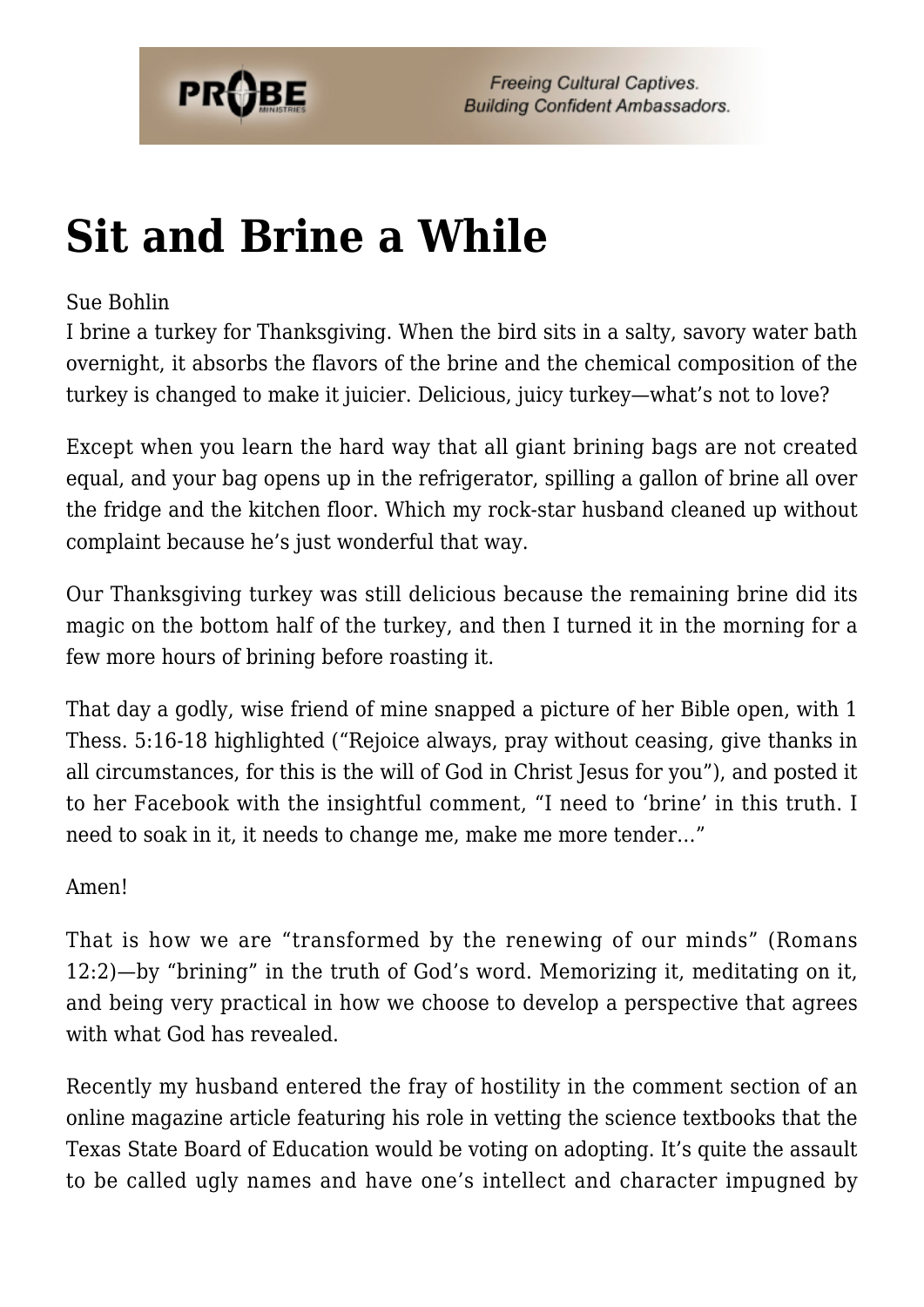# Sit and Brine a While

Sue Bohlin

I brine a turkey for Thanksgiving. When the bird sits in a salty, savory water bath overnight, it absorbs the flavors of the brine and the chemical composition of the turkey is changed to make it juicier. Delicious, juicy turkey—what's not to love?

Except when you learn the hard way that all giant brining bags are not created equal, and your bag opens up in the refrigerator, spilling a gallon of brine all over the fridge and the kitchen floor. Which my rock-star husband cleaned up without complaint because he's just wonderful that way.

Our Thanksgiving turkey was still delicious because the remaining brine did its magic on the bottom half of the turkey, and then I turned it in the morning for a few more hours of brining before roasting it.

That day a godly, wise friend of mine snapped a picture of her Bible open, with 1 Thess. 5:16-18 highlighted ("Rejoice always, pray without ceasing, give thanks in all circumstances, for this is the will of God in Christ Jesus for you"), and posted it to her Facebook with the insightful comment, "I need to 'brine' in this truth. I need to soak in it, it needs to change me, make me more tender…"

Amen!

That is how we are "transformed by the renewing of our minds" (Romans 12:2)—by "brining" in the truth of God's word. Memorizing it, meditating on it, and being very practical in how we choose to develop a perspective that agrees with what God has revealed.

Recently my husband entered the fray of hostility in the comment section of an online magazine article featuring his role in vetting the science textbooks that the Texas State Board of Education would be voting on adopting. It's quite the assault to be called ugly names and have one's intellect and character impugned by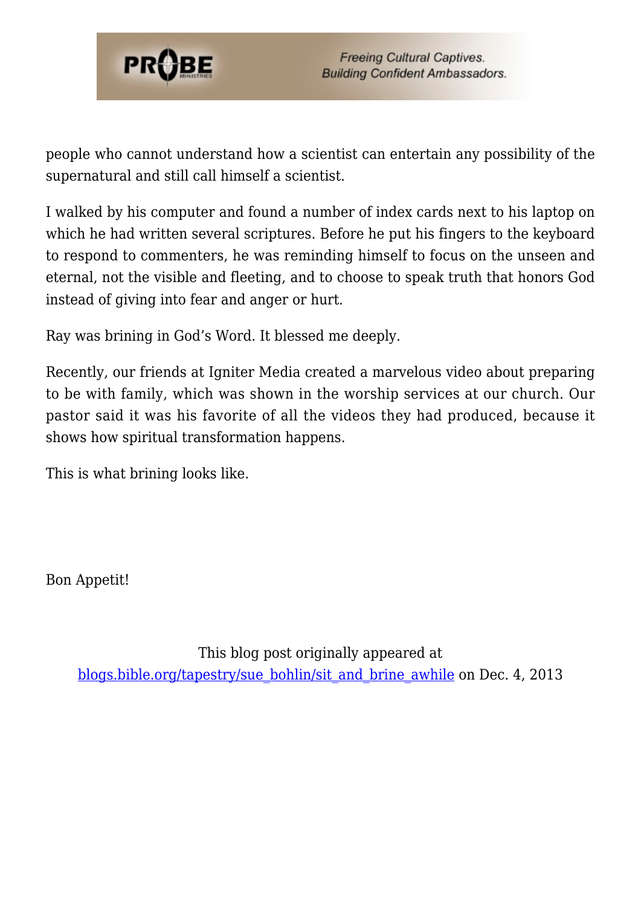people who cannot understand how a scientist can entertain any possibility of the supernatural and still call himself a scientist.

I walked by his computer and found a number of index cards next to his laptop on which he had written several scriptures. Before he put his fingers to the keyboard to respond to commenters, he was reminding himself to focus on the unseen and eternal, not the visible and fleeting, and to choose to speak truth that honors God instead of giving into fear and anger or hurt.

Ray was brining in God's Word. It blessed me deeply.

Recently, our friends at Igniter Media created a marvelous video about preparing to be with family, which was shown in the worship services at our church. Our pastor said it was his favorite of all the videos they had produced, because it shows how spiritual transformation happens.

This is what brining looks like.

Bon Appetit!

This blog post originally appeared at [blogs.bible.org/tapestry/sue_bohlin/sit_and_brine_awhile](blogs.bible.org/tapestry/sue_bohlin/sit_and_brine_awhile) on Dec. 4, 2013